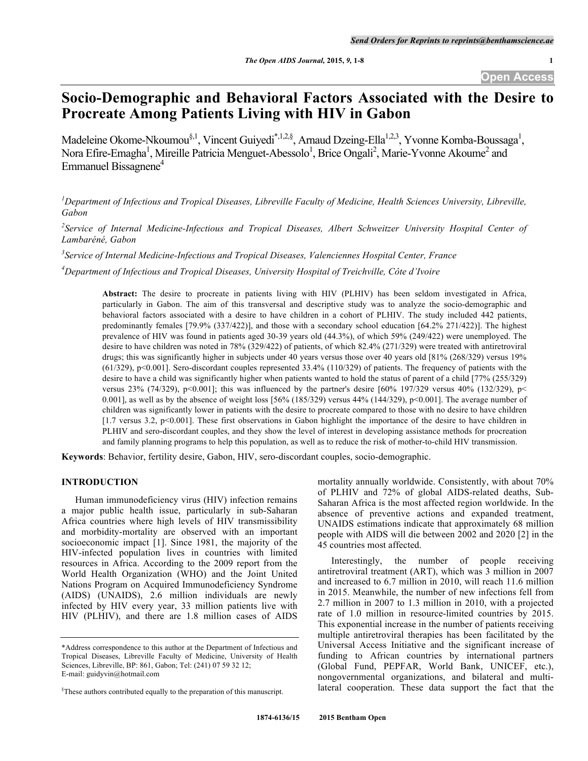# Socio-Demographic and Behavioral Factors Associated with the Desire to Procreate Among Patients Living with HIV in Gabon

Madeleine Okome-Nkoumou[§,1], Vincent Guiyedi[*,1,2,§], Arnaud Dzeing-Ella[1,2,3], Yvonne Komba-Boussaga[1], Nora Efire-Emagha[1], Mireille Patricia Menguet-Abessolo[1], Brice Ongali[2], Marie-Yvonne Akoume[2] and Emmanuel Bissagnene[4]

[1]*Department of Infectious and Tropical Diseases, Libreville Faculty of Medicine, Health Sciences University, Libreville, Gabon*

[2]*Service of Internal Medicine-Infectious and Tropical Diseases, Albert Schweitzer University Hospital Center of Lambaréné, Gabon*

[3]*Service of Internal Medicine-Infectious and Tropical Diseases, Valenciennes Hospital Center, France*

[4]*Department of Infectious and Tropical Diseases, University Hospital of Treichville, Côte d'Ivoire*

**Abstract:** The desire to procreate in patients living with HIV (PLHIV) has been seldom investigated in Africa, particularly in Gabon. The aim of this transversal and descriptive study was to analyze the socio-demographic and behavioral factors associated with a desire to have children in a cohort of PLHIV. The study included 442 patients, predominantly females [79.9% (337/422)], and those with a secondary school education [64.2% 271/422)]. The highest prevalence of HIV was found in patients aged 30-39 years old (44.3%), of which 59% (249/422) were unemployed. The desire to have children was noted in 78% (329/422) of patients, of which 82.4% (271/329) were treated with antiretroviral drugs; this was significantly higher in subjects under 40 years versus those over 40 years old [81% (268/329) versus 19% (61/329), p<0.001]. Sero-discordant couples represented 33.4% (110/329) of patients. The frequency of patients with the desire to have a child was significantly higher when patients wanted to hold the status of parent of a child [77% (255/329) versus 23% (74/329), p<0.001]; this was influenced by the partner's desire [60% 197/329 versus 40% (132/329), p< 0.001], as well as by the absence of weight loss [56% (185/329) versus 44% (144/329), p<0.001]. The average number of children was significantly lower in patients with the desire to procreate compared to those with no desire to have children [1.7 versus 3.2, p<0.001]. These first observations in Gabon highlight the importance of the desire to have children in PLHIV and sero-discordant couples, and they show the level of interest in developing assistance methods for procreation and family planning programs to help this population, as well as to reduce the risk of mother-to-child HIV transmission.

**Keywords**: Behavior, fertility desire, Gabon, HIV, sero-discordant couples, socio-demographic.

## INTRODUCTION

Human immunodeficiency virus (HIV) infection remains a major public health issue, particularly in sub-Saharan Africa countries where high levels of HIV transmissibility and morbidity-mortality are observed with an important socioeconomic impact [1]. Since 1981, the majority of the HIV-infected population lives in countries with limited resources in Africa. According to the 2009 report from the World Health Organization (WHO) and the Joint United Nations Program on Acquired Immunodeficiency Syndrome (AIDS) (UNAIDS), 2.6 million individuals are newly infected by HIV every year, 33 million patients live with HIV (PLHIV), and there are 1.8 million cases of AIDS mortality annually worldwide. Consistently, with about 70% of PLHIV and 72% of global AIDS-related deaths, Sub-Saharan Africa is the most affected region worldwide. In the absence of preventive actions and expanded treatment, UNAIDS estimations indicate that approximately 68 million people with AIDS will die between 2002 and 2020 [2] in the 45 countries most affected.

Interestingly, the number of people receiving antiretroviral treatment (ART), which was 3 million in 2007 and increased to 6.7 million in 2010, will reach 11.6 million in 2015. Meanwhile, the number of new infections fell from 2.7 million in 2007 to 1.3 million in 2010, with a projected rate of 1.0 million in resource-limited countries by 2015. This exponential increase in the number of patients receiving multiple antiretroviral therapies has been facilitated by the Universal Access Initiative and the significant increase of funding to African countries by international partners (Global Fund, PEPFAR, World Bank, UNICEF, etc.), nongovernmental organizations, and bilateral and multi-lateral cooperation. These data support the fact that the

*Address correspondence to this author at the Department of Infectious and Tropical Diseases, Libreville Faculty of Medicine, University of Health Sciences, Libreville, BP: 861, Gabon; Tel: (241) 07 59 32 12; E-mail: guidyvin@hotmail.com

§These authors contributed equally to the preparation of this manuscript.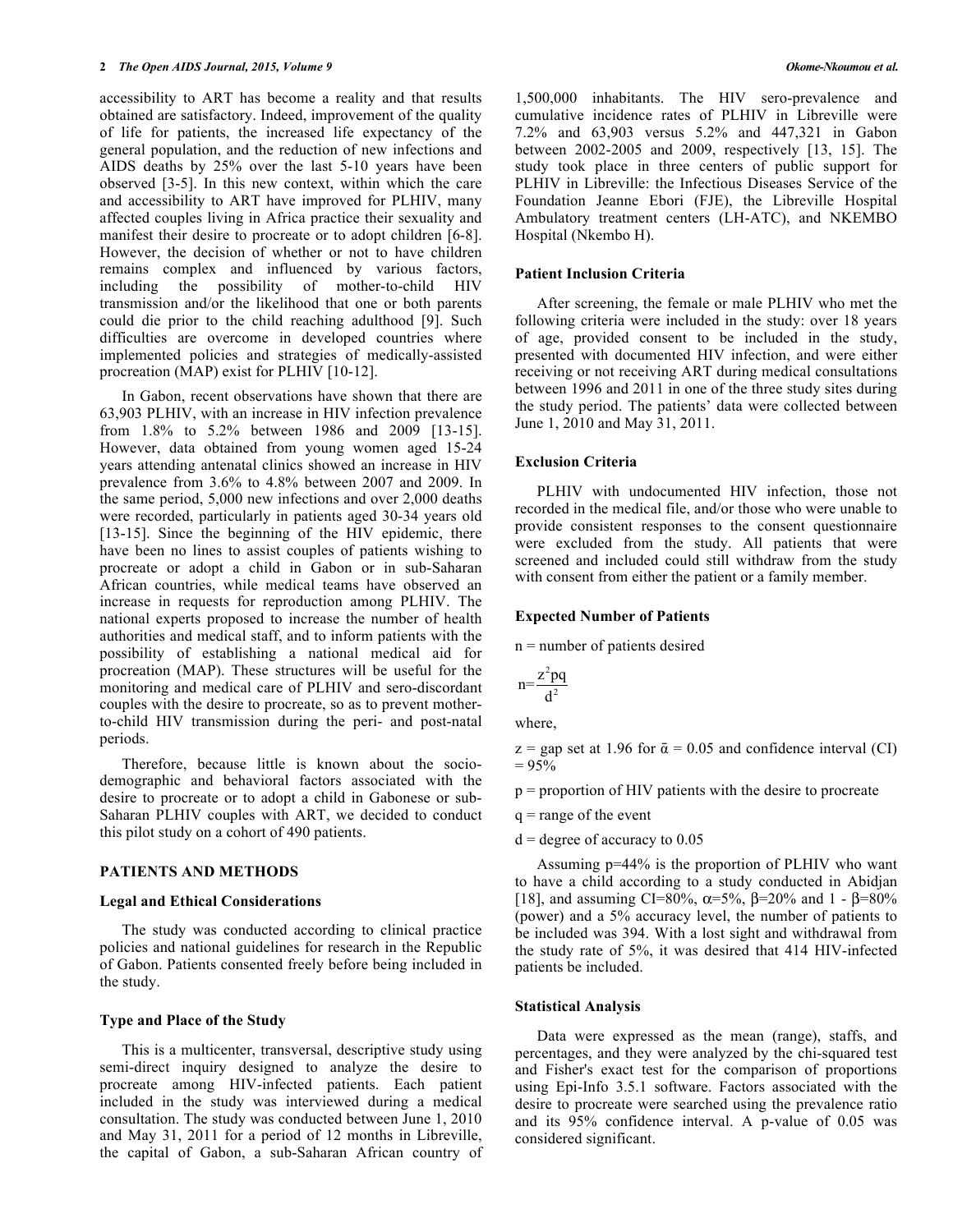accessibility to ART has become a reality and that results obtained are satisfactory. Indeed, improvement of the quality of life for patients, the increased life expectancy of the general population, and the reduction of new infections and AIDS deaths by 25% over the last 5-10 years have been observed [3-5]. In this new context, within which the care and accessibility to ART have improved for PLHIV, many affected couples living in Africa practice their sexuality and manifest their desire to procreate or to adopt children [6-8]. However, the decision of whether or not to have children remains complex and influenced by various factors, including the possibility of mother-to-child HIV transmission and/or the likelihood that one or both parents could die prior to the child reaching adulthood [9]. Such difficulties are overcome in developed countries where implemented policies and strategies of medically-assisted procreation (MAP) exist for PLHIV [10-12].

In Gabon, recent observations have shown that there are 63,903 PLHIV, with an increase in HIV infection prevalence from 1.8% to 5.2% between 1986 and 2009 [13-15]. However, data obtained from young women aged 15-24 years attending antenatal clinics showed an increase in HIV prevalence from 3.6% to 4.8% between 2007 and 2009. In the same period, 5,000 new infections and over 2,000 deaths were recorded, particularly in patients aged 30-34 years old [13-15]. Since the beginning of the HIV epidemic, there have been no lines to assist couples of patients wishing to procreate or adopt a child in Gabon or in sub-Saharan African countries, while medical teams have observed an increase in requests for reproduction among PLHIV. The national experts proposed to increase the number of health authorities and medical staff, and to inform patients with the possibility of establishing a national medical aid for procreation (MAP). These structures will be useful for the monitoring and medical care of PLHIV and sero-discordant couples with the desire to procreate, so as to prevent mother-to-child HIV transmission during the peri- and post-natal periods.

Therefore, because little is known about the socio-demographic and behavioral factors associated with the desire to procreate or to adopt a child in Gabonese or sub-Saharan PLHIV couples with ART, we decided to conduct this pilot study on a cohort of 490 patients.

## PATIENTS AND METHODS

### Legal and Ethical Considerations

The study was conducted according to clinical practice policies and national guidelines for research in the Republic of Gabon. Patients consented freely before being included in the study.

### Type and Place of the Study

This is a multicenter, transversal, descriptive study using semi-direct inquiry designed to analyze the desire to procreate among HIV-infected patients. Each patient included in the study was interviewed during a medical consultation. The study was conducted between June 1, 2010 and May 31, 2011 for a period of 12 months in Libreville, the capital of Gabon, a sub-Saharan African country of 1,500,000 inhabitants. The HIV sero-prevalence and cumulative incidence rates of PLHIV in Libreville were 7.2% and 63,903 versus 5.2% and 447,321 in Gabon between 2002-2005 and 2009, respectively [13, 15]. The study took place in three centers of public support for PLHIV in Libreville: the Infectious Diseases Service of the Foundation Jeanne Ebori (FJE), the Libreville Hospital Ambulatory treatment centers (LH-ATC), and NKEMBO Hospital (Nkembo H).

### Patient Inclusion Criteria

After screening, the female or male PLHIV who met the following criteria were included in the study: over 18 years of age, provided consent to be included in the study, presented with documented HIV infection, and were either receiving or not receiving ART during medical consultations between 1996 and 2011 in one of the three study sites during the study period. The patients' data were collected between June 1, 2010 and May 31, 2011.

### Exclusion Criteria

PLHIV with undocumented HIV infection, those not recorded in the medical file, and/or those who were unable to provide consistent responses to the consent questionnaire were excluded from the study. All patients that were screened and included could still withdraw from the study with consent from either the patient or a family member.

### Expected Number of Patients

n = number of patients desired

$$n=\frac{z^2pq}{d^2}$$

where,

z = gap set at 1.96 for $\bar{\alpha}$ = 0.05 and confidence interval (CI) = 95%

p = proportion of HIV patients with the desire to procreate

q = range of the event

d = degree of accuracy to 0.05

Assuming p=44% is the proportion of PLHIV who want to have a child according to a study conducted in Abidjan [18], and assuming CI=80%, $\alpha$=5%, $\beta$=20% and 1 - $\beta$=80% (power) and a 5% accuracy level, the number of patients to be included was 394. With a lost sight and withdrawal from the study rate of 5%, it was desired that 414 HIV-infected patients be included.

### Statistical Analysis

Data were expressed as the mean (range), staffs, and percentages, and they were analyzed by the chi-squared test and Fisher's exact test for the comparison of proportions using Epi-Info 3.5.1 software. Factors associated with the desire to procreate were searched using the prevalence ratio and its 95% confidence interval. A p-value of 0.05 was considered significant.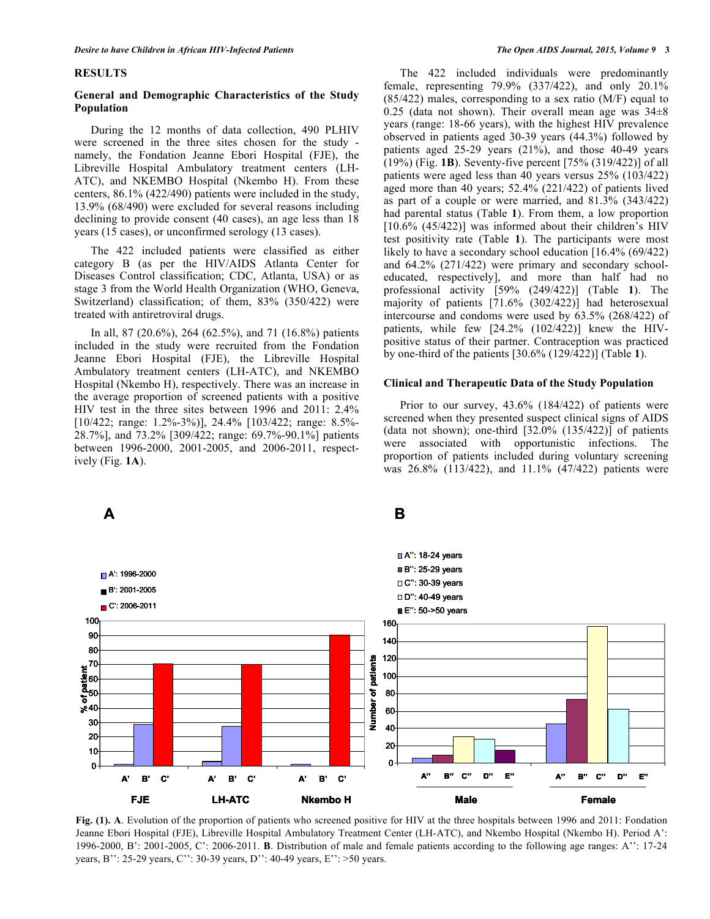## RESULTS

### General and Demographic Characteristics of the Study Population

During the 12 months of data collection, 490 PLHIV were screened in the three sites chosen for the study - namely, the Fondation Jeanne Ebori Hospital (FJE), the Libreville Hospital Ambulatory treatment centers (LH-ATC), and NKEMBO Hospital (Nkembo H). From these centers, 86.1% (422/490) patients were included in the study, 13.9% (68/490) were excluded for several reasons including declining to provide consent (40 cases), an age less than 18 years (15 cases), or unconfirmed serology (13 cases).

The 422 included patients were classified as either category B (as per the HIV/AIDS Atlanta Center for Diseases Control classification; CDC, Atlanta, USA) or as stage 3 from the World Health Organization (WHO, Geneva, Switzerland) classification; of them, 83% (350/422) were treated with antiretroviral drugs.

In all, 87 (20.6%), 264 (62.5%), and 71 (16.8%) patients included in the study were recruited from the Fondation Jeanne Ebori Hospital (FJE), the Libreville Hospital Ambulatory treatment centers (LH-ATC), and NKEMBO Hospital (Nkembo H), respectively. There was an increase in the average proportion of screened patients with a positive HIV test in the three sites between 1996 and 2011: 2.4% [10/422; range: 1.2%-3%)], 24.4% [103/422; range: 8.5%-28.7%], and 73.2% [309/422; range: 69.7%-90.1%] patients between 1996-2000, 2001-2005, and 2006-2011, respectively (Fig. **1A**).

The 422 included individuals were predominantly female, representing 79.9% (337/422), and only 20.1% (85/422) males, corresponding to a sex ratio (M/F) equal to 0.25 (data not shown). Their overall mean age was 34±8 years (range: 18-66 years), with the highest HIV prevalence observed in patients aged 30-39 years (44.3%) followed by patients aged 25-29 years (21%), and those 40-49 years (19%) (Fig. **1B**). Seventy-five percent [75% (319/422)] of all patients were aged less than 40 years versus 25% (103/422) aged more than 40 years; 52.4% (221/422) of patients lived as part of a couple or were married, and 81.3% (343/422) had parental status (Table **1**). From them, a low proportion [10.6% (45/422)] was informed about their children's HIV test positivity rate (Table **1**). The participants were most likely to have a secondary school education [16.4% (69/422) and 64.2% (271/422) were primary and secondary school-educated, respectively], and more than half had no professional activity [59% (249/422)] (Table **1**). The majority of patients [71.6% (302/422)] had heterosexual intercourse and condoms were used by 63.5% (268/422) of patients, while few [24.2% (102/422)] knew the HIV-positive status of their partner. Contraception was practiced by one-third of the patients [30.6% (129/422)] (Table **1**).

### Clinical and Therapeutic Data of the Study Population

Prior to our survey, 43.6% (184/422) of patients were screened when they presented suspect clinical signs of AIDS (data not shown); one-third [32.0% (135/422)] of patients were associated with opportunistic infections. The proportion of patients included during voluntary screening was 26.8% (113/422), and 11.1% (47/422) patients were

**Fig. (1). A**. Evolution of the proportion of patients who screened positive for HIV at the three hospitals between 1996 and 2011: Fondation Jeanne Ebori Hospital (FJE), Libreville Hospital Ambulatory Treatment Center (LH-ATC), and Nkembo Hospital (Nkembo H). Period A': 1996-2000, B': 2001-2005, C': 2006-2011. **B**. Distribution of male and female patients according to the following age ranges: A'': 17-24 years, B'': 25-29 years, C'': 30-39 years, D'': 40-49 years, E'': >50 years.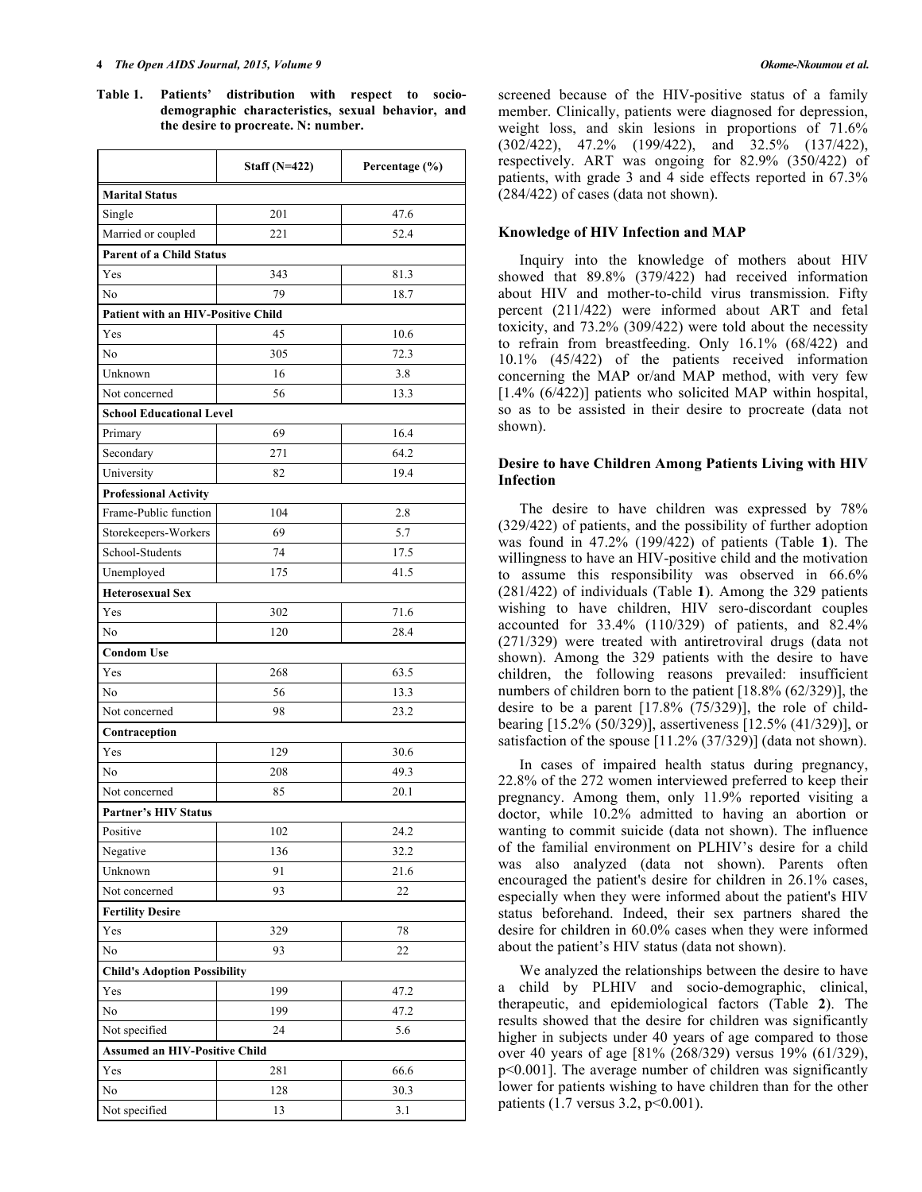**Table 1. Patients' distribution with respect to socio-demographic characteristics, sexual behavior, and the desire to procreate. N: number.**

| | Staff (N=422) | Percentage (%) |
|---|---|---|
| **Marital Status** | | |
| Single | 201 | 47.6 |
| Married or coupled | 221 | 52.4 |
| **Parent of a Child Status** | | |
| Yes | 343 | 81.3 |
| No | 79 | 18.7 |
| **Patient with an HIV-Positive Child** | | |
| Yes | 45 | 10.6 |
| No | 305 | 72.3 |
| Unknown | 16 | 3.8 |
| Not concerned | 56 | 13.3 |
| **School Educational Level** | | |
| Primary | 69 | 16.4 |
| Secondary | 271 | 64.2 |
| University | 82 | 19.4 |
| **Professional Activity** | | |
| Frame-Public function | 104 | 2.8 |
| Storekeepers-Workers | 69 | 5.7 |
| School-Students | 74 | 17.5 |
| Unemployed | 175 | 41.5 |
| **Heterosexual Sex** | | |
| Yes | 302 | 71.6 |
| No | 120 | 28.4 |
| **Condom Use** | | |
| Yes | 268 | 63.5 |
| No | 56 | 13.3 |
| Not concerned | 98 | 23.2 |
| **Contraception** | | |
| Yes | 129 | 30.6 |
| No | 208 | 49.3 |
| Not concerned | 85 | 20.1 |
| **Partner's HIV Status** | | |
| Positive | 102 | 24.2 |
| Negative | 136 | 32.2 |
| Unknown | 91 | 21.6 |
| Not concerned | 93 | 22 |
| **Fertility Desire** | | |
| Yes | 329 | 78 |
| No | 93 | 22 |
| **Child's Adoption Possibility** | | |
| Yes | 199 | 47.2 |
| No | 199 | 47.2 |
| Not specified | 24 | 5.6 |
| **Assumed an HIV-Positive Child** | | |
| Yes | 281 | 66.6 |
| No | 128 | 30.3 |
| Not specified | 13 | 3.1 |

screened because of the HIV-positive status of a family member. Clinically, patients were diagnosed for depression, weight loss, and skin lesions in proportions of 71.6% (302/422), 47.2% (199/422), and 32.5% (137/422), respectively. ART was ongoing for 82.9% (350/422) of patients, with grade 3 and 4 side effects reported in 67.3% (284/422) of cases (data not shown).

### Knowledge of HIV Infection and MAP

Inquiry into the knowledge of mothers about HIV showed that 89.8% (379/422) had received information about HIV and mother-to-child virus transmission. Fifty percent (211/422) were informed about ART and fetal toxicity, and 73.2% (309/422) were told about the necessity to refrain from breastfeeding. Only 16.1% (68/422) and 10.1% (45/422) of the patients received information concerning the MAP or/and MAP method, with very few [1.4% (6/422)] patients who solicited MAP within hospital, so as to be assisted in their desire to procreate (data not shown).

### Desire to have Children Among Patients Living with HIV Infection

The desire to have children was expressed by 78% (329/422) of patients, and the possibility of further adoption was found in 47.2% (199/422) of patients (Table **1**). The willingness to have an HIV-positive child and the motivation to assume this responsibility was observed in 66.6% (281/422) of individuals (Table **1**). Among the 329 patients wishing to have children, HIV sero-discordant couples accounted for 33.4% (110/329) of patients, and 82.4% (271/329) were treated with antiretroviral drugs (data not shown). Among the 329 patients with the desire to have children, the following reasons prevailed: insufficient numbers of children born to the patient [18.8% (62/329)], the desire to be a parent [17.8% (75/329)], the role of child-bearing [15.2% (50/329)], assertiveness [12.5% (41/329)], or satisfaction of the spouse [11.2% (37/329)] (data not shown).

In cases of impaired health status during pregnancy, 22.8% of the 272 women interviewed preferred to keep their pregnancy. Among them, only 11.9% reported visiting a doctor, while 10.2% admitted to having an abortion or wanting to commit suicide (data not shown). The influence of the familial environment on PLHIV's desire for a child was also analyzed (data not shown). Parents often encouraged the patient's desire for children in 26.1% cases, especially when they were informed about the patient's HIV status beforehand. Indeed, their sex partners shared the desire for children in 60.0% cases when they were informed about the patient's HIV status (data not shown).

We analyzed the relationships between the desire to have a child by PLHIV and socio-demographic, clinical, therapeutic, and epidemiological factors (Table **2**). The results showed that the desire for children was significantly higher in subjects under 40 years of age compared to those over 40 years of age [81% (268/329) versus 19% (61/329), $p<0.001$]. The average number of children was significantly lower for patients wishing to have children than for the other patients (1.7 versus 3.2, $p<0.001$).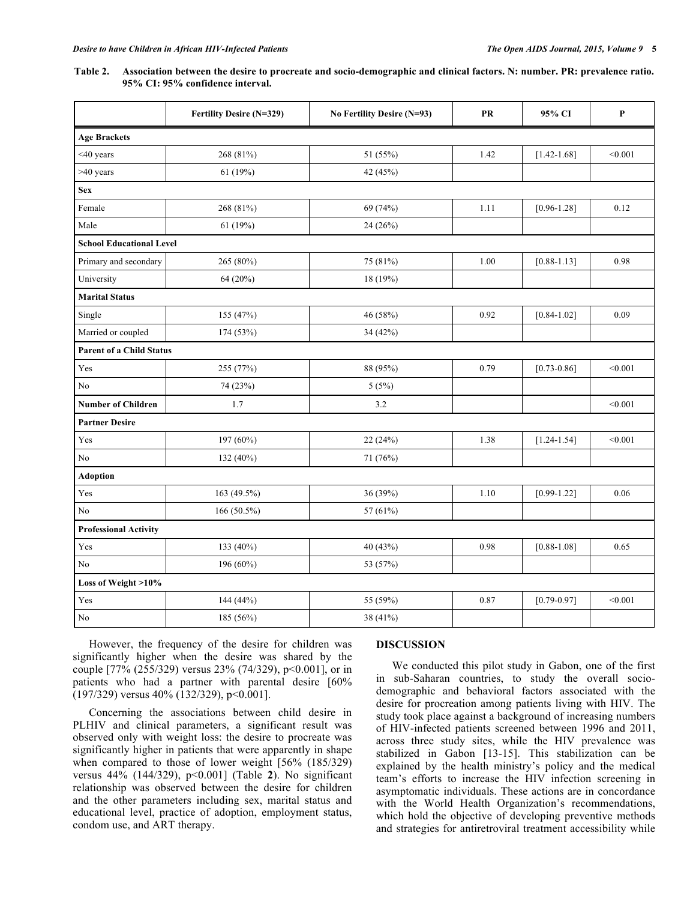**Table 2. Association between the desire to procreate and socio-demographic and clinical factors. N: number. PR: prevalence ratio. 95% CI: 95% confidence interval.**

| | Fertility Desire (N=329) | No Fertility Desire (N=93) | PR | 95% CI | P |
|---|---|---|---|---|---|
| **Age Brackets** | | | | | |
| <40 years | 268 (81%) | 51 (55%) | 1.42 | [1.42-1.68] | <0.001 |
| >40 years | 61 (19%) | 42 (45%) | | | |
| **Sex** | | | | | |
| Female | 268 (81%) | 69 (74%) | 1.11 | [0.96-1.28] | 0.12 |
| Male | 61 (19%) | 24 (26%) | | | |
| **School Educational Level** | | | | | |
| Primary and secondary | 265 (80%) | 75 (81%) | 1.00 | [0.88-1.13] | 0.98 |
| University | 64 (20%) | 18 (19%) | | | |
| **Marital Status** | | | | | |
| Single | 155 (47%) | 46 (58%) | 0.92 | [0.84-1.02] | 0.09 |
| Married or coupled | 174 (53%) | 34 (42%) | | | |
| **Parent of a Child Status** | | | | | |
| Yes | 255 (77%) | 88 (95%) | 0.79 | [0.73-0.86] | <0.001 |
| No | 74 (23%) | 5 (5%) | | | |
| **Number of Children** | 1.7 | 3.2 | | | <0.001 |
| **Partner Desire** | | | | | |
| Yes | 197 (60%) | 22 (24%) | 1.38 | [1.24-1.54] | <0.001 |
| No | 132 (40%) | 71 (76%) | | | |
| **Adoption** | | | | | |
| Yes | 163 (49.5%) | 36 (39%) | 1.10 | [0.99-1.22] | 0.06 |
| No | 166 (50.5%) | 57 (61%) | | | |
| **Professional Activity** | | | | | |
| Yes | 133 (40%) | 40 (43%) | 0.98 | [0.88-1.08] | 0.65 |
| No | 196 (60%) | 53 (57%) | | | |
| **Loss of Weight >10%** | | | | | |
| Yes | 144 (44%) | 55 (59%) | 0.87 | [0.79-0.97] | <0.001 |
| No | 185 (56%) | 38 (41%) | | | |

However, the frequency of the desire for children was significantly higher when the desire was shared by the couple [77% (255/329) versus 23% (74/329), p<0.001], or in patients who had a partner with parental desire [60% (197/329) versus 40% (132/329), p<0.001].

Concerning the associations between child desire in PLHIV and clinical parameters, a significant result was observed only with weight loss: the desire to procreate was significantly higher in patients that were apparently in shape when compared to those of lower weight [56% (185/329) versus 44% (144/329), p<0.001] (Table **2**). No significant relationship was observed between the desire for children and the other parameters including sex, marital status and educational level, practice of adoption, employment status, condom use, and ART therapy.

## DISCUSSION

We conducted this pilot study in Gabon, one of the first in sub-Saharan countries, to study the overall socio-demographic and behavioral factors associated with the desire for procreation among patients living with HIV. The study took place against a background of increasing numbers of HIV-infected patients screened between 1996 and 2011, across three study sites, while the HIV prevalence was stabilized in Gabon [13-15]. This stabilization can be explained by the health ministry's policy and the medical team's efforts to increase the HIV infection screening in asymptomatic individuals. These actions are in concordance with the World Health Organization's recommendations, which hold the objective of developing preventive methods and strategies for antiretroviral treatment accessibility while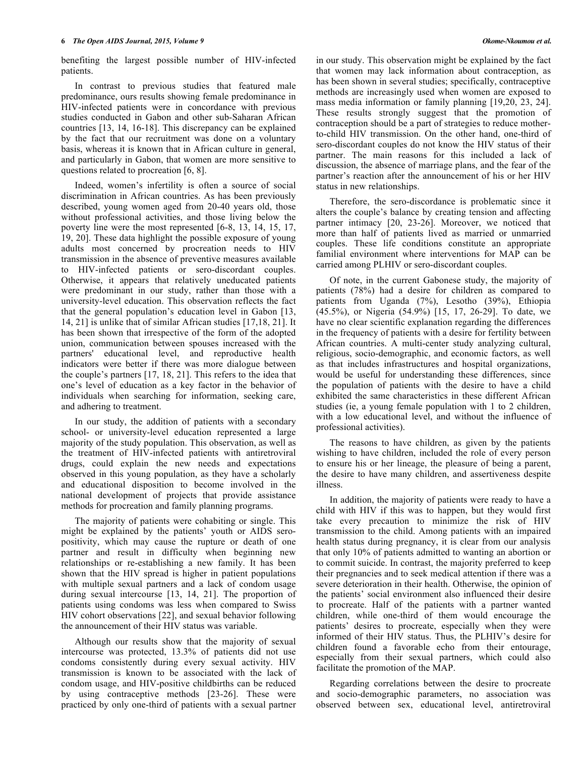benefiting the largest possible number of HIV-infected patients.

In contrast to previous studies that featured male predominance, ours results showing female predominance in HIV-infected patients were in concordance with previous studies conducted in Gabon and other sub-Saharan African countries [13, 14, 16-18]. This discrepancy can be explained by the fact that our recruitment was done on a voluntary basis, whereas it is known that in African culture in general, and particularly in Gabon, that women are more sensitive to questions related to procreation [6, 8].

Indeed, women's infertility is often a source of social discrimination in African countries. As has been previously described, young women aged from 20-40 years old, those without professional activities, and those living below the poverty line were the most represented [6-8, 13, 14, 15, 17, 19, 20]. These data highlight the possible exposure of young adults most concerned by procreation needs to HIV transmission in the absence of preventive measures available to HIV-infected patients or sero-discordant couples. Otherwise, it appears that relatively uneducated patients were predominant in our study, rather than those with a university-level education. This observation reflects the fact that the general population's education level in Gabon [13, 14, 21] is unlike that of similar African studies [17,18, 21]. It has been shown that irrespective of the form of the adopted union, communication between spouses increased with the partners' educational level, and reproductive health indicators were better if there was more dialogue between the couple's partners [17, 18, 21]. This refers to the idea that one's level of education as a key factor in the behavior of individuals when searching for information, seeking care, and adhering to treatment.

In our study, the addition of patients with a secondary school- or university-level education represented a large majority of the study population. This observation, as well as the treatment of HIV-infected patients with antiretroviral drugs, could explain the new needs and expectations observed in this young population, as they have a scholarly and educational disposition to become involved in the national development of projects that provide assistance methods for procreation and family planning programs.

The majority of patients were cohabiting or single. This might be explained by the patients' youth or AIDS sero-positivity, which may cause the rupture or death of one partner and result in difficulty when beginning new relationships or re-establishing a new family. It has been shown that the HIV spread is higher in patient populations with multiple sexual partners and a lack of condom usage during sexual intercourse [13, 14, 21]. The proportion of patients using condoms was less when compared to Swiss HIV cohort observations [22], and sexual behavior following the announcement of their HIV status was variable.

Although our results show that the majority of sexual intercourse was protected, 13.3% of patients did not use condoms consistently during every sexual activity. HIV transmission is known to be associated with the lack of condom usage, and HIV-positive childbirths can be reduced by using contraceptive methods [23-26]. These were practiced by only one-third of patients with a sexual partner in our study. This observation might be explained by the fact that women may lack information about contraception, as has been shown in several studies; specifically, contraceptive methods are increasingly used when women are exposed to mass media information or family planning [19,20, 23, 24]. These results strongly suggest that the promotion of contraception should be a part of strategies to reduce mother-to-child HIV transmission. On the other hand, one-third of sero-discordant couples do not know the HIV status of their partner. The main reasons for this included a lack of discussion, the absence of marriage plans, and the fear of the partner's reaction after the announcement of his or her HIV status in new relationships.

Therefore, the sero-discordance is problematic since it alters the couple's balance by creating tension and affecting partner intimacy [20, 23-26]. Moreover, we noticed that more than half of patients lived as married or unmarried couples. These life conditions constitute an appropriate familial environment where interventions for MAP can be carried among PLHIV or sero-discordant couples.

Of note, in the current Gabonese study, the majority of patients (78%) had a desire for children as compared to patients from Uganda (7%), Lesotho (39%), Ethiopia (45.5%), or Nigeria (54.9%) [15, 17, 26-29]. To date, we have no clear scientific explanation regarding the differences in the frequency of patients with a desire for fertility between African countries. A multi-center study analyzing cultural, religious, socio-demographic, and economic factors, as well as that includes infrastructures and hospital organizations, would be useful for understanding these differences, since the population of patients with the desire to have a child exhibited the same characteristics in these different African studies (ie, a young female population with 1 to 2 children, with a low educational level, and without the influence of professional activities).

The reasons to have children, as given by the patients wishing to have children, included the role of every person to ensure his or her lineage, the pleasure of being a parent, the desire to have many children, and assertiveness despite illness.

In addition, the majority of patients were ready to have a child with HIV if this was to happen, but they would first take every precaution to minimize the risk of HIV transmission to the child. Among patients with an impaired health status during pregnancy, it is clear from our analysis that only 10% of patients admitted to wanting an abortion or to commit suicide. In contrast, the majority preferred to keep their pregnancies and to seek medical attention if there was a severe deterioration in their health. Otherwise, the opinion of the patients' social environment also influenced their desire to procreate. Half of the patients with a partner wanted children, while one-third of them would encourage the patients' desires to procreate, especially when they were informed of their HIV status. Thus, the PLHIV's desire for children found a favorable echo from their entourage, especially from their sexual partners, which could also facilitate the promotion of the MAP.

Regarding correlations between the desire to procreate and socio-demographic parameters, no association was observed between sex, educational level, antiretroviral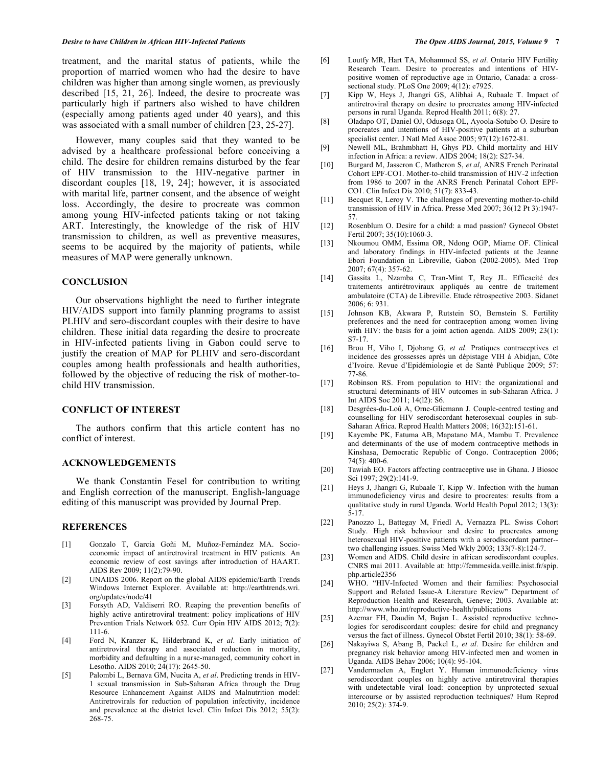treatment, and the marital status of patients, while the proportion of married women who had the desire to have children was higher than among single women, as previously described [15, 21, 26]. Indeed, the desire to procreate was particularly high if partners also wished to have children (especially among patients aged under 40 years), and this was associated with a small number of children [23, 25-27].

However, many couples said that they wanted to be advised by a healthcare professional before conceiving a child. The desire for children remains disturbed by the fear of HIV transmission to the HIV-negative partner in discordant couples [18, 19, 24]; however, it is associated with marital life, partner consent, and the absence of weight loss. Accordingly, the desire to procreate was common among young HIV-infected patients taking or not taking ART. Interestingly, the knowledge of the risk of HIV transmission to children, as well as preventive measures, seems to be acquired by the majority of patients, while measures of MAP were generally unknown.

## CONCLUSION

Our observations highlight the need to further integrate HIV/AIDS support into family planning programs to assist PLHIV and sero-discordant couples with their desire to have children. These initial data regarding the desire to procreate in HIV-infected patients living in Gabon could serve to justify the creation of MAP for PLHIV and sero-discordant couples among health professionals and health authorities, followed by the objective of reducing the risk of mother-to-child HIV transmission.

## CONFLICT OF INTEREST

The authors confirm that this article content has no conflict of interest.

## ACKNOWLEDGEMENTS

We thank Constantin Fesel for contribution to writing and English correction of the manuscript. English-language editing of this manuscript was provided by Journal Prep.

## REFERENCES

[1] Gonzalo T, García Goñi M, Muñoz-Fernández MA. Socio-economic impact of antiretroviral treatment in HIV patients. An economic review of cost savings after introduction of HAART. AIDS Rev 2009; 11(2):79-90.

[2] UNAIDS 2006. Report on the global AIDS epidemic/Earth Trends Windows Internet Explorer. Available at: http://earthtrends.wri.org/updates/node/41

[3] Forsyth AD, Valdiserri RO. Reaping the prevention benefits of highly active antiretroviral treatment: policy implications of HIV Prevention Trials Network 052. Curr Opin HIV AIDS 2012; **7**(2): 111-6.

[4] Ford N, Kranzer K, Hilderbrand K, *et al*. Early initiation of antiretroviral therapy and associated reduction in mortality, morbidity and defaulting in a nurse-managed, community cohort in Lesotho. AIDS 2010; 24(17): 2645-50.

[5] Palombi L, Bernava GM, Nucita A, *et al*. Predicting trends in HIV-1 sexual transmission in Sub-Saharan Africa through the Drug Resource Enhancement Against AIDS and Malnutrition model: Antiretrovirals for reduction of population infectivity, incidence and prevalence at the district level. Clin Infect Dis 2012; 55(2): 268-75.

[6] Loutfy MR, Hart TA, Mohammed SS, *et al*. Ontario HIV Fertility Research Team. Desire to procreates and intentions of HIV-positive women of reproductive age in Ontario, Canada: a cross-sectional study. PLoS One 2009; 4(12): e7925.

[7] Kipp W, Heys J, Jhangri GS, Alibhai A, Rubaale T. Impact of antiretroviral therapy on desire to procreates among HIV-infected persons in rural Uganda. Reprod Health 2011; 6(8): 27.

[8] Oladapo OT, Daniel OJ, Odusoga OL, Ayoola-Sotubo O. Desire to procreates and intentions of HIV-positive patients at a suburban specialist center. J Natl Med Assoc 2005; 97(12):1672-81.

[9] Newell ML, Brahmbhatt H, Ghys PD. Child mortality and HIV infection in Africa: a review. AIDS 2004; 18(2): S27-34.

[10] Burgard M, Jasseron C, Matheron S, *et al*, ANRS French Perinatal Cohort EPF-CO1. Mother-to-child transmission of HIV-2 infection from 1986 to 2007 in the ANRS French Perinatal Cohort EPF-CO1. Clin Infect Dis 2010; 51(7): 833-43.

[11] Becquet R, Leroy V. The challenges of preventing mother-to-child transmission of HIV in Africa. Presse Med 2007; 36(12 Pt 3):1947-57.

[12] Rosenblum O. Desire for a child: a mad passion? Gynecol Obstet Fertil 2007; 35(10):1060-3.

[13] Nkoumou OMM, Essima OR, Ndong OGP, Miame OF. Clinical and laboratory findings in HIV-infected patients at the Jeanne Ebori Foundation in Libreville, Gabon (2002-2005). Med Trop 2007; 67(4): 357-62.

[14] Gassita L, Nzamba C, Tran-Mint T, Rey JL. Efficacité des traitements antirétroviraux appliqués au centre de traitement ambulatoire (CTA) de Libreville. Etude rétrospective 2003. Sidanet 2006; 6: 931.

[15] Johnson KB, Akwara P, Rutstein SO, Bernstein S. Fertility preferences and the need for contraception among women living with HIV: the basis for a joint action agenda. AIDS 2009; 23(1): S7-17.

[16] Brou H, Viho I, Djohang G, *et al*. Pratiques contraceptives et incidence des grossesses après un dépistage VIH à Abidjan, Côte d'Ivoire. Revue d'Epidémiologie et de Santé Publique 2009; 57: 77-86.

[17] Robinson RS. From population to HIV: the organizational and structural determinants of HIV outcomes in sub-Saharan Africa. J Int AIDS Soc 2011; 14(l2): S6.

[18] Desgrées-du-Loû A, Orne-Gliemann J. Couple-centred testing and counselling for HIV serodiscordant heterosexual couples in sub-Saharan Africa. Reprod Health Matters 2008; 16(32):151-61.

[19] Kayembe PK, Fatuma AB, Mapatano MA, Mambu T. Prevalence and determinants of the use of modern contraceptive methods in Kinshasa, Democratic Republic of Congo. Contraception 2006; 74(5): 400-6.

[20] Tawiah EO. Factors affecting contraceptive use in Ghana. J Biosoc Sci 1997; 29(2):141-9.

[21] Heys J, Jhangri G, Rubaale T, Kipp W. Infection with the human immunodeficiency virus and desire to procreates: results from a qualitative study in rural Uganda. World Health Popul 2012; 13(3): 5-17.

[22] Panozzo L, Battegay M, Friedl A, Vernazza PL. Swiss Cohort Study. High risk behaviour and desire to procreates among heterosexual HIV-positive patients with a serodiscordant partner--two challenging issues. Swiss Med Wkly 2003; 133(7-8):124-7.

[23] Women and AIDS. Child desire in african serodiscordant couples. CNRS mai 2011. Available at: http://femmesida.veille.inist.fr/spip.php.article2356

[24] WHO. "HIV-Infected Women and their families: Psychosocial Support and Related Issue-A Literature Review" Department of Reproduction Health and Research, Geneve; 2003. Available at: http://www.who.int/reproductive-health/publications

[25] Azemar FH, Daudin M, Bujan L. Assisted reproductive technologies for serodiscordant couples: desire for child and pregnancy versus the fact of illness. Gynecol Obstet Fertil 2010; 38(1): 58-69.

[26] Nakayiwa S, Abang B, Packel L, *et al*. Desire for children and pregnancy risk behavior among HIV-infected men and women in Uganda. AIDS Behav 2006; 10(4): 95-104.

[27] Vandermaelen A, Englert Y. Human immunodeficiency virus serodiscordant couples on highly active antiretroviral therapies with undetectable viral load: conception by unprotected sexual intercourse or by assisted reproduction techniques? Hum Reprod 2010; 25(2): 374-9.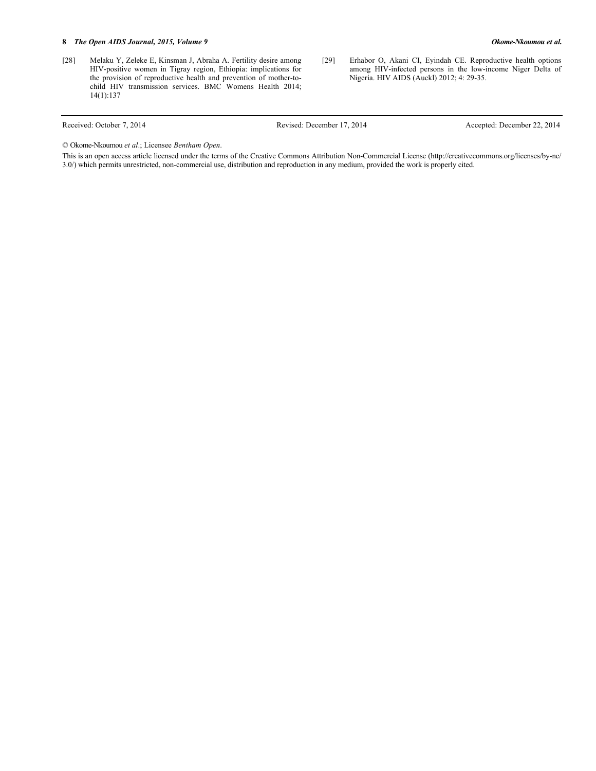[28] Melaku Y, Zeleke E, Kinsman J, Abraha A. Fertility desire among HIV-positive women in Tigray region, Ethiopia: implications for the provision of reproductive health and prevention of mother-to-child HIV transmission services. BMC Womens Health 2014; 14(1):137

[29] Erhabor O, Akani CI, Eyindah CE. Reproductive health options among HIV-infected persons in the low-income Niger Delta of Nigeria. HIV AIDS (Auckl) 2012; 4: 29-35.

---

Received: October 7, 2014 Revised: December 17, 2014 Accepted: December 22, 2014

© Okome-Nkoumou *et al*.; Licensee *Bentham Open*.

This is an open access article licensed under the terms of the Creative Commons Attribution Non-Commercial License (http://creativecommons.org/licenses/by-nc/3.0/) which permits unrestricted, non-commercial use, distribution and reproduction in any medium, provided the work is properly cited.